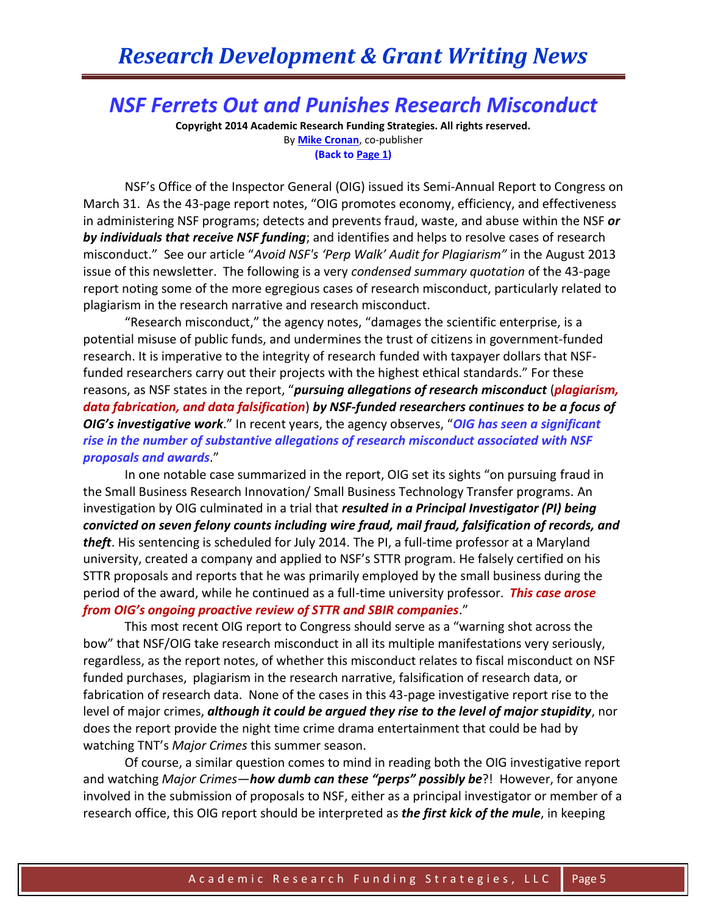# NSF Ferrets Out and Punishes Research Misconduct

**Copyright 2014 Academic Research Funding Strategies. All rights reserved.**
By **Mike Cronan**, co-publisher
**(Back to Page 1)**

NSF's Office of the Inspector General (OIG) issued its Semi-Annual Report to Congress on March 31. As the 43-page report notes, "OIG promotes economy, efficiency, and effectiveness in administering NSF programs; detects and prevents fraud, waste, and abuse within the NSF ***or by individuals that receive NSF funding***; and identifies and helps to resolve cases of research misconduct." See our article "*Avoid NSF's 'Perp Walk' Audit for Plagiarism"* in the August 2013 issue of this newsletter. The following is a very *condensed summary quotation* of the 43-page report noting some of the more egregious cases of research misconduct, particularly related to plagiarism in the research narrative and research misconduct.

"Research misconduct," the agency notes, "damages the scientific enterprise, is a potential misuse of public funds, and undermines the trust of citizens in government-funded research. It is imperative to the integrity of research funded with taxpayer dollars that NSF-funded researchers carry out their projects with the highest ethical standards." For these reasons, as NSF states in the report, "***pursuing allegations of research misconduct*** (***plagiarism, data fabrication, and data falsification***) ***by NSF-funded researchers continues to be a focus of OIG's investigative work***." In recent years, the agency observes, "***OIG has seen a significant rise in the number of substantive allegations of research misconduct associated with NSF proposals and awards***."

In one notable case summarized in the report, OIG set its sights "on pursuing fraud in the Small Business Research Innovation/ Small Business Technology Transfer programs. An investigation by OIG culminated in a trial that ***resulted in a Principal Investigator (PI) being convicted on seven felony counts including wire fraud, mail fraud, falsification of records, and theft***. His sentencing is scheduled for July 2014. The PI, a full-time professor at a Maryland university, created a company and applied to NSF's STTR program. He falsely certified on his STTR proposals and reports that he was primarily employed by the small business during the period of the award, while he continued as a full-time university professor. ***This case arose from OIG's ongoing proactive review of STTR and SBIR companies***."

This most recent OIG report to Congress should serve as a "warning shot across the bow" that NSF/OIG take research misconduct in all its multiple manifestations very seriously, regardless, as the report notes, of whether this misconduct relates to fiscal misconduct on NSF funded purchases, plagiarism in the research narrative, falsification of research data, or fabrication of research data. None of the cases in this 43-page investigative report rise to the level of major crimes, ***although it could be argued they rise to the level of major stupidity***, nor does the report provide the night time crime drama entertainment that could be had by watching TNT's *Major Crimes* this summer season.

Of course, a similar question comes to mind in reading both the OIG investigative report and watching *Major Crimes*—***how dumb can these "perps" possibly be***?! However, for anyone involved in the submission of proposals to NSF, either as a principal investigator or member of a research office, this OIG report should be interpreted as ***the first kick of the mule***, in keeping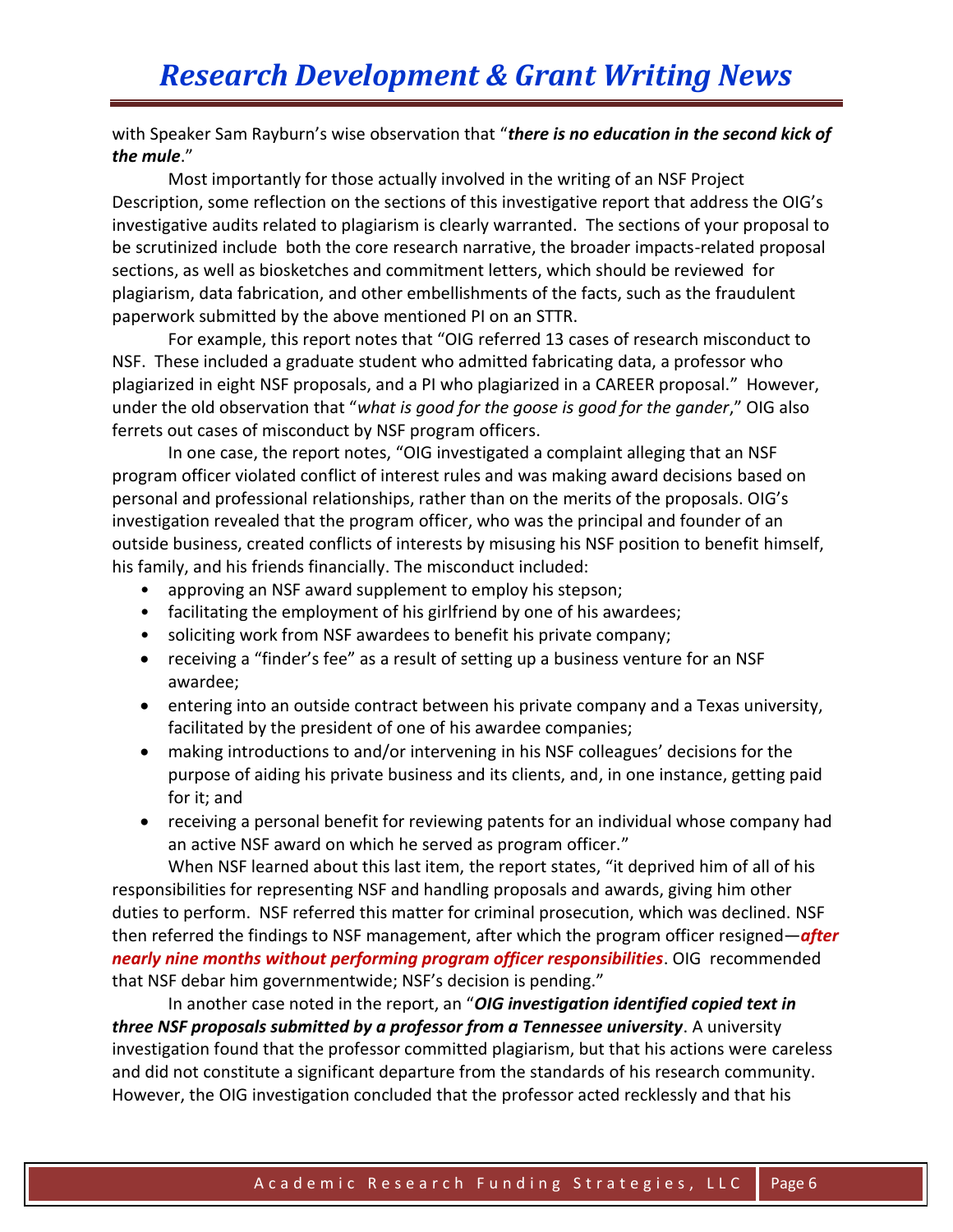with Speaker Sam Rayburn's wise observation that "***there is no education in the second kick of the mule***."

Most importantly for those actually involved in the writing of an NSF Project Description, some reflection on the sections of this investigative report that address the OIG's investigative audits related to plagiarism is clearly warranted. The sections of your proposal to be scrutinized include both the core research narrative, the broader impacts-related proposal sections, as well as biosketches and commitment letters, which should be reviewed for plagiarism, data fabrication, and other embellishments of the facts, such as the fraudulent paperwork submitted by the above mentioned PI on an STTR.

For example, this report notes that "OIG referred 13 cases of research misconduct to NSF. These included a graduate student who admitted fabricating data, a professor who plagiarized in eight NSF proposals, and a PI who plagiarized in a CAREER proposal." However, under the old observation that "*what is good for the goose is good for the gander*," OIG also ferrets out cases of misconduct by NSF program officers.

In one case, the report notes, "OIG investigated a complaint alleging that an NSF program officer violated conflict of interest rules and was making award decisions based on personal and professional relationships, rather than on the merits of the proposals. OIG's investigation revealed that the program officer, who was the principal and founder of an outside business, created conflicts of interests by misusing his NSF position to benefit himself, his family, and his friends financially. The misconduct included:

- approving an NSF award supplement to employ his stepson;
- facilitating the employment of his girlfriend by one of his awardees;
- soliciting work from NSF awardees to benefit his private company;
- receiving a "finder's fee" as a result of setting up a business venture for an NSF awardee;
- entering into an outside contract between his private company and a Texas university, facilitated by the president of one of his awardee companies;
- making introductions to and/or intervening in his NSF colleagues' decisions for the purpose of aiding his private business and its clients, and, in one instance, getting paid for it; and
- receiving a personal benefit for reviewing patents for an individual whose company had an active NSF award on which he served as program officer."

When NSF learned about this last item, the report states, "it deprived him of all of his responsibilities for representing NSF and handling proposals and awards, giving him other duties to perform. NSF referred this matter for criminal prosecution, which was declined. NSF then referred the findings to NSF management, after which the program officer resigned—***after nearly nine months without performing program officer responsibilities***. OIG recommended that NSF debar him governmentwide; NSF's decision is pending."

In another case noted in the report, an "***OIG investigation identified copied text in three NSF proposals submitted by a professor from a Tennessee university***. A university investigation found that the professor committed plagiarism, but that his actions were careless and did not constitute a significant departure from the standards of his research community. However, the OIG investigation concluded that the professor acted recklessly and that his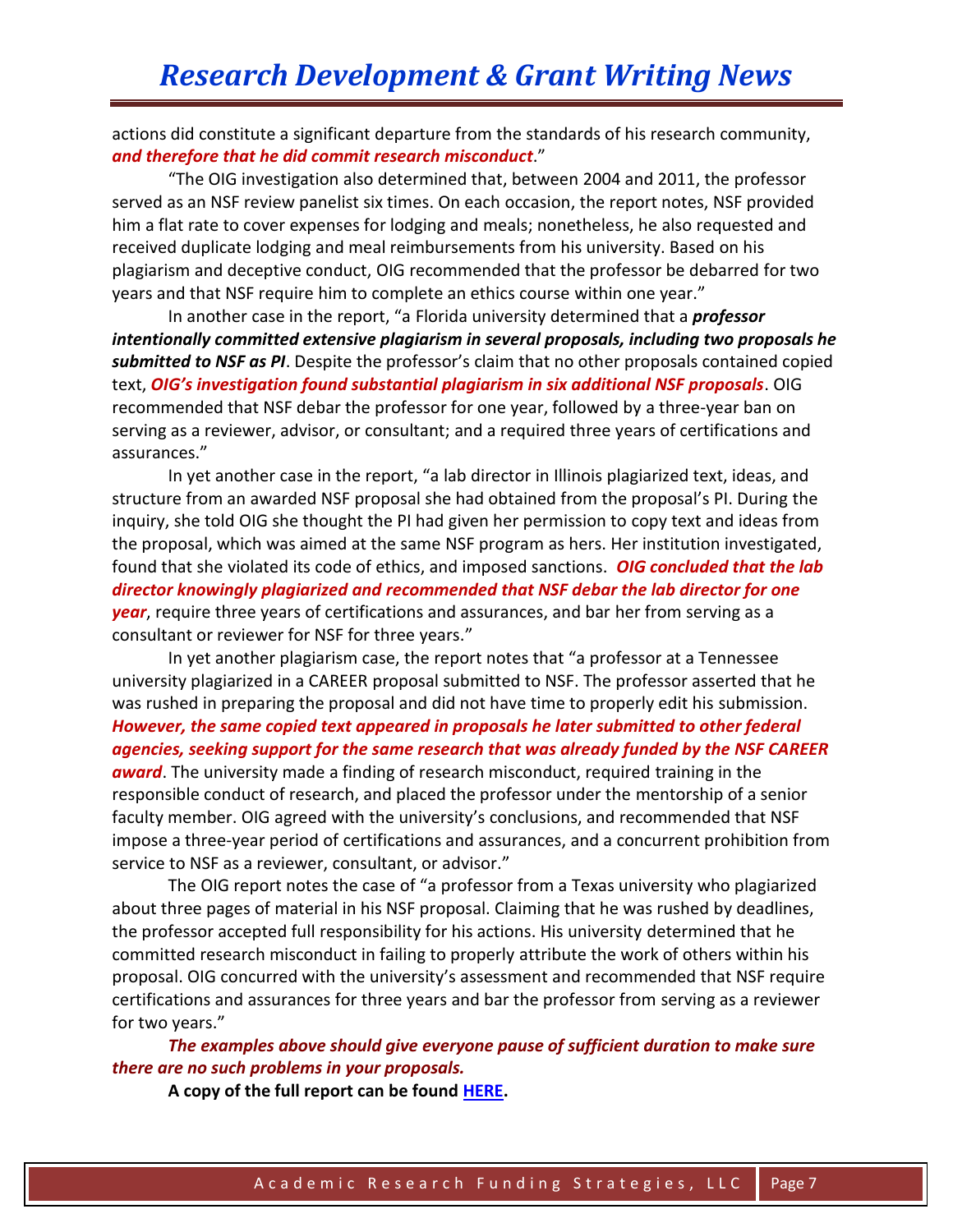actions did constitute a significant departure from the standards of his research community, ***and therefore that he did commit research misconduct***."

"The OIG investigation also determined that, between 2004 and 2011, the professor served as an NSF review panelist six times. On each occasion, the report notes, NSF provided him a flat rate to cover expenses for lodging and meals; nonetheless, he also requested and received duplicate lodging and meal reimbursements from his university. Based on his plagiarism and deceptive conduct, OIG recommended that the professor be debarred for two years and that NSF require him to complete an ethics course within one year."

In another case in the report, "a Florida university determined that a ***professor intentionally committed extensive plagiarism in several proposals, including two proposals he submitted to NSF as PI***. Despite the professor's claim that no other proposals contained copied text, ***OIG's investigation found substantial plagiarism in six additional NSF proposals***. OIG recommended that NSF debar the professor for one year, followed by a three-year ban on serving as a reviewer, advisor, or consultant; and a required three years of certifications and assurances."

In yet another case in the report, "a lab director in Illinois plagiarized text, ideas, and structure from an awarded NSF proposal she had obtained from the proposal's PI. During the inquiry, she told OIG she thought the PI had given her permission to copy text and ideas from the proposal, which was aimed at the same NSF program as hers. Her institution investigated, found that she violated its code of ethics, and imposed sanctions. ***OIG concluded that the lab director knowingly plagiarized and recommended that NSF debar the lab director for one year***, require three years of certifications and assurances, and bar her from serving as a consultant or reviewer for NSF for three years."

In yet another plagiarism case, the report notes that "a professor at a Tennessee university plagiarized in a CAREER proposal submitted to NSF. The professor asserted that he was rushed in preparing the proposal and did not have time to properly edit his submission. ***However, the same copied text appeared in proposals he later submitted to other federal agencies, seeking support for the same research that was already funded by the NSF CAREER award***. The university made a finding of research misconduct, required training in the responsible conduct of research, and placed the professor under the mentorship of a senior faculty member. OIG agreed with the university's conclusions, and recommended that NSF impose a three-year period of certifications and assurances, and a concurrent prohibition from service to NSF as a reviewer, consultant, or advisor."

The OIG report notes the case of "a professor from a Texas university who plagiarized about three pages of material in his NSF proposal. Claiming that he was rushed by deadlines, the professor accepted full responsibility for his actions. His university determined that he committed research misconduct in failing to properly attribute the work of others within his proposal. OIG concurred with the university's assessment and recommended that NSF require certifications and assurances for three years and bar the professor from serving as a reviewer for two years."

***The examples above should give everyone pause of sufficient duration to make sure there are no such problems in your proposals.***

**A copy of the full report can be found HERE.**